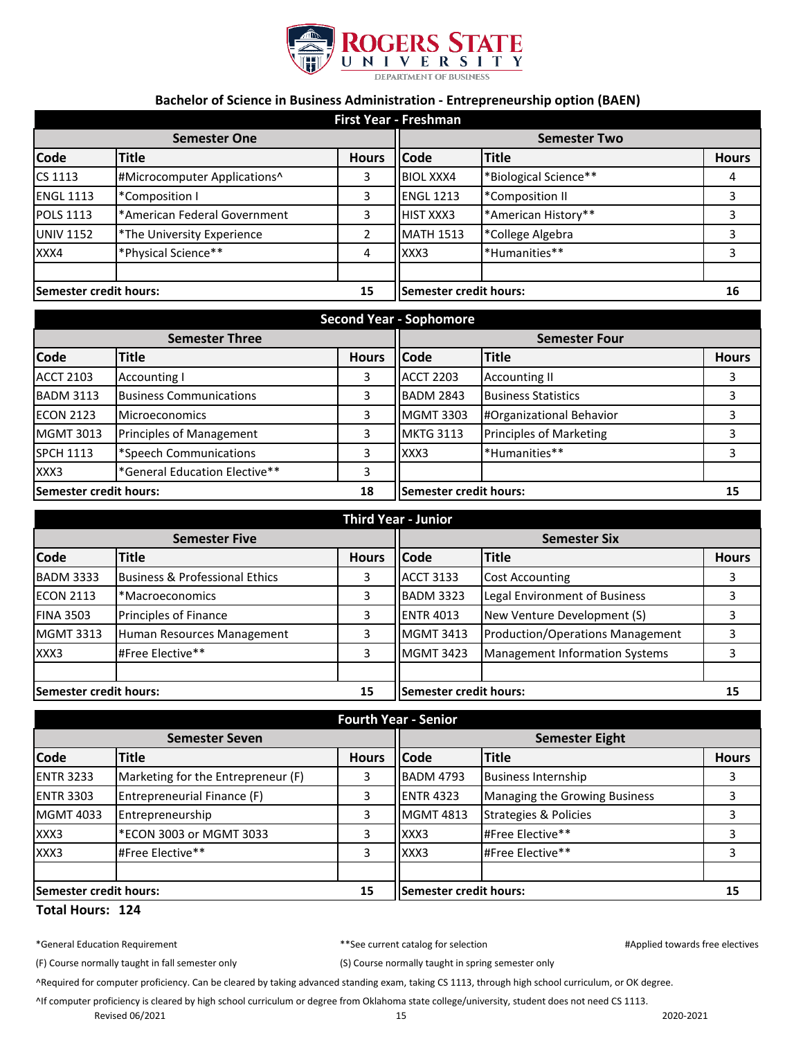Rogers State University
Department of Business

## Bachelor of Science in Business Administration - Entrepreneurship option (BAEN)

### First Year - Freshman

| Semester One | | | Semester Two | | |
|---|---|---|---|---|---|
| **Code** | **Title** | **Hours** | **Code** | **Title** | **Hours** |
| CS 1113 | #Microcomputer Applications^ | 3 | BIOL XXX4 | *Biological Science** | 4 |
| ENGL 1113 | *Composition I | 3 | ENGL 1213 | *Composition II | 3 |
| POLS 1113 | *American Federal Government | 3 | HIST XXX3 | *American History** | 3 |
| UNIV 1152 | *The University Experience | 2 | MATH 1513 | *College Algebra | 3 |
| XXX4 | *Physical Science** | 4 | XXX3 | *Humanities** | 3 |
| | | | | | |
| **Semester credit hours:** | | **15** | **Semester credit hours:** | | **16** |

### Second Year - Sophomore

| Semester Three | | | Semester Four | | |
|---|---|---|---|---|---|
| **Code** | **Title** | **Hours** | **Code** | **Title** | **Hours** |
| ACCT 2103 | Accounting I | 3 | ACCT 2203 | Accounting II | 3 |
| BADM 3113 | Business Communications | 3 | BADM 2843 | Business Statistics | 3 |
| ECON 2123 | Microeconomics | 3 | MGMT 3303 | #Organizational Behavior | 3 |
| MGMT 3013 | Principles of Management | 3 | MKTG 3113 | Principles of Marketing | 3 |
| SPCH 1113 | *Speech Communications | 3 | XXX3 | *Humanities** | 3 |
| XXX3 | *General Education Elective** | 3 | | | |
| **Semester credit hours:** | | **18** | **Semester credit hours:** | | **15** |

### Third Year - Junior

| Semester Five | | | Semester Six | | |
|---|---|---|---|---|---|
| **Code** | **Title** | **Hours** | **Code** | **Title** | **Hours** |
| BADM 3333 | Business & Professional Ethics | 3 | ACCT 3133 | Cost Accounting | 3 |
| ECON 2113 | *Macroeconomics | 3 | BADM 3323 | Legal Environment of Business | 3 |
| FINA 3503 | Principles of Finance | 3 | ENTR 4013 | New Venture Development (S) | 3 |
| MGMT 3313 | Human Resources Management | 3 | MGMT 3413 | Production/Operations Management | 3 |
| XXX3 | #Free Elective** | 3 | MGMT 3423 | Management Information Systems | 3 |
| | | | | | |
| **Semester credit hours:** | | **15** | **Semester credit hours:** | | **15** |

### Fourth Year - Senior

| Semester Seven | | | Semester Eight | | |
|---|---|---|---|---|---|
| **Code** | **Title** | **Hours** | **Code** | **Title** | **Hours** |
| ENTR 3233 | Marketing for the Entrepreneur (F) | 3 | BADM 4793 | Business Internship | 3 |
| ENTR 3303 | Entrepreneurial Finance (F) | 3 | ENTR 4323 | Managing the Growing Business | 3 |
| MGMT 4033 | Entrepreneurship | 3 | MGMT 4813 | Strategies & Policies | 3 |
| XXX3 | *ECON 3003 or MGMT 3033 | 3 | XXX3 | #Free Elective** | 3 |
| XXX3 | #Free Elective** | 3 | XXX3 | #Free Elective** | 3 |
| | | | | | |
| **Semester credit hours:** | | **15** | **Semester credit hours:** | | **15** |

**Total Hours: 124**

*General Education Requirement

**See current catalog for selection

#Applied towards free electives

(F) Course normally taught in fall semester only

(S) Course normally taught in spring semester only

^Required for computer proficiency. Can be cleared by taking advanced standing exam, taking CS 1113, through high school curriculum, or OK degree.

^If computer proficiency is cleared by high school curriculum or degree from Oklahoma state college/university, student does not need CS 1113.

Revised 06/2021

2020-2021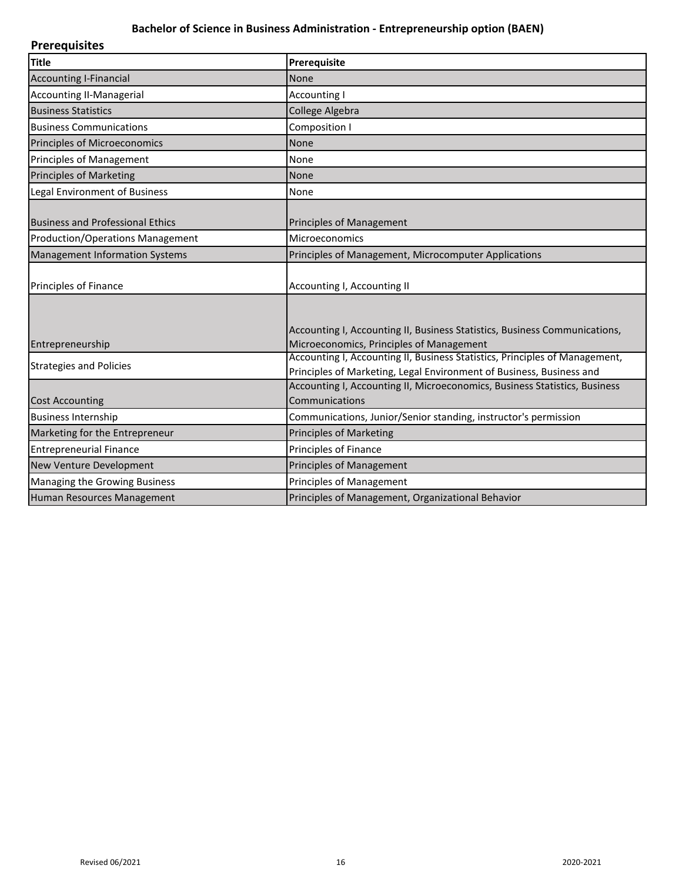## Bachelor of Science in Business Administration - Entrepreneurship option (BAEN)

**Prerequisites**

| Title | Prerequisite |
|---|---|
| Accounting I-Financial | None |
| Accounting II-Managerial | Accounting I |
| Business Statistics | College Algebra |
| Business Communications | Composition I |
| Principles of Microeconomics | None |
| Principles of Management | None |
| Principles of Marketing | None |
| Legal Environment of Business | None |
| Business and Professional Ethics | Principles of Management |
| Production/Operations Management | Microeconomics |
| Management Information Systems | Principles of Management, Microcomputer Applications |
| Principles of Finance | Accounting I, Accounting II |
| Entrepreneurship | Accounting I, Accounting II, Business Statistics, Business Communications, Microeconomics, Principles of Management |
| Strategies and Policies | Accounting I, Accounting II, Business Statistics, Principles of Management, Principles of Marketing, Legal Environment of Business, Business and |
| Cost Accounting | Accounting I, Accounting II, Microeconomics, Business Statistics, Business Communications |
| Business Internship | Communications, Junior/Senior standing, instructor's permission |
| Marketing for the Entrepreneur | Principles of Marketing |
| Entrepreneurial Finance | Principles of Finance |
| New Venture Development | Principles of Management |
| Managing the Growing Business | Principles of Management |
| Human Resources Management | Principles of Management, Organizational Behavior |

Revised 06/2021

2020-2021